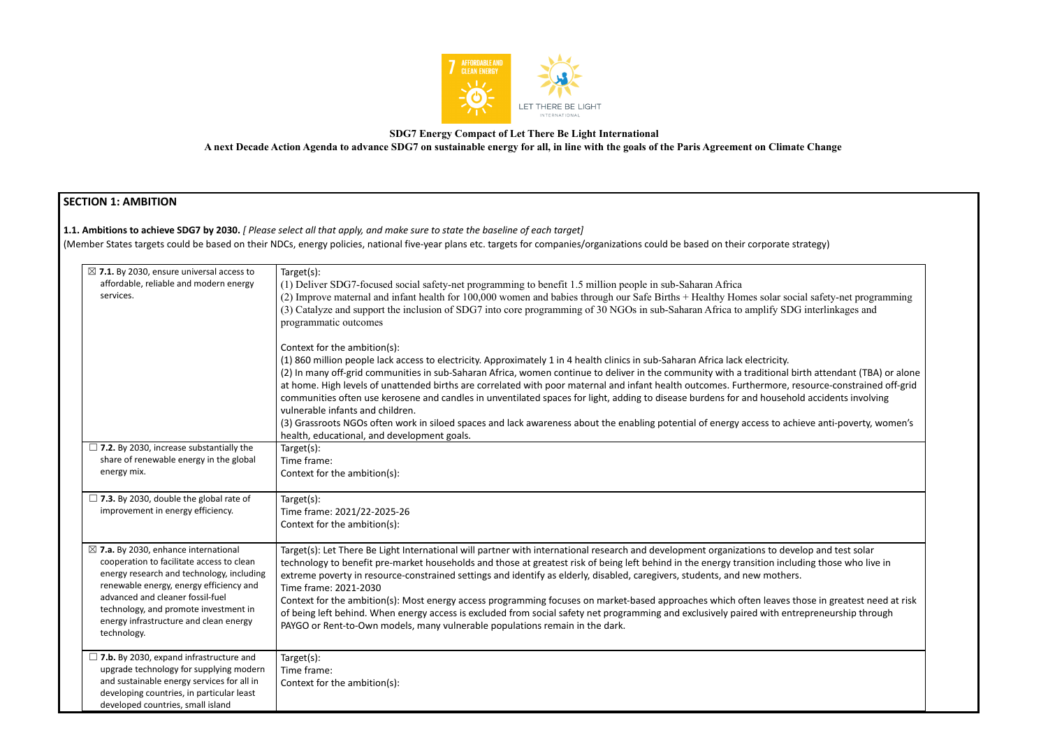**SDG7 Energy Compact of Let There Be Light International**

**A next Decade Action Agenda to advance SDG7 on sustainable energy for all, in line with the goals of the Paris Agreement on Climate Change**

## SECTION 1: AMBITION

**1.1. Ambitions to achieve SDG7 by 2030.** *[ Please select all that apply, and make sure to state the baseline of each target]*

(Member States targets could be based on their NDCs, energy policies, national five-year plans etc. targets for companies/organizations could be based on their corporate strategy)

| | |
|---|---|
| ☒ **7.1.** By 2030, ensure universal access to affordable, reliable and modern energy services. | Target(s):<br>(1) Deliver SDG7-focused social safety-net programming to benefit 1.5 million people in sub-Saharan Africa<br>(2) Improve maternal and infant health for 100,000 women and babies through our Safe Births + Healthy Homes solar social safety-net programming<br>(3) Catalyze and support the inclusion of SDG7 into core programming of 30 NGOs in sub-Saharan Africa to amplify SDG interlinkages and programmatic outcomes<br><br>Context for the ambition(s):<br>(1) 860 million people lack access to electricity. Approximately 1 in 4 health clinics in sub-Saharan Africa lack electricity.<br>(2) In many off-grid communities in sub-Saharan Africa, women continue to deliver in the community with a traditional birth attendant (TBA) or alone at home. High levels of unattended births are correlated with poor maternal and infant health outcomes. Furthermore, resource-constrained off-grid communities often use kerosene and candles in unventilated spaces for light, adding to disease burdens for and household accidents involving vulnerable infants and children.<br>(3) Grassroots NGOs often work in siloed spaces and lack awareness about the enabling potential of energy access to achieve anti-poverty, women's health, educational, and development goals. |
| ☐ **7.2.** By 2030, increase substantially the share of renewable energy in the global energy mix. | Target(s):<br>Time frame:<br>Context for the ambition(s): |
| ☐ **7.3.** By 2030, double the global rate of improvement in energy efficiency. | Target(s):<br>Time frame: 2021/22-2025-26<br>Context for the ambition(s): |
| ☒ **7.a.** By 2030, enhance international cooperation to facilitate access to clean energy research and technology, including renewable energy, energy efficiency and advanced and cleaner fossil-fuel technology, and promote investment in energy infrastructure and clean energy technology. | Target(s): Let There Be Light International will partner with international research and development organizations to develop and test solar technology to benefit pre-market households and those at greatest risk of being left behind in the energy transition including those who live in extreme poverty in resource-constrained settings and identify as elderly, disabled, caregivers, students, and new mothers.<br>Time frame: 2021-2030<br>Context for the ambition(s): Most energy access programming focuses on market-based approaches which often leaves those in greatest need at risk of being left behind. When energy access is excluded from social safety net programming and exclusively paired with entrepreneurship through PAYGO or Rent-to-Own models, many vulnerable populations remain in the dark. |
| ☐ **7.b.** By 2030, expand infrastructure and upgrade technology for supplying modern and sustainable energy services for all in developing countries, in particular least developed countries, small island | Target(s):<br>Time frame:<br>Context for the ambition(s): |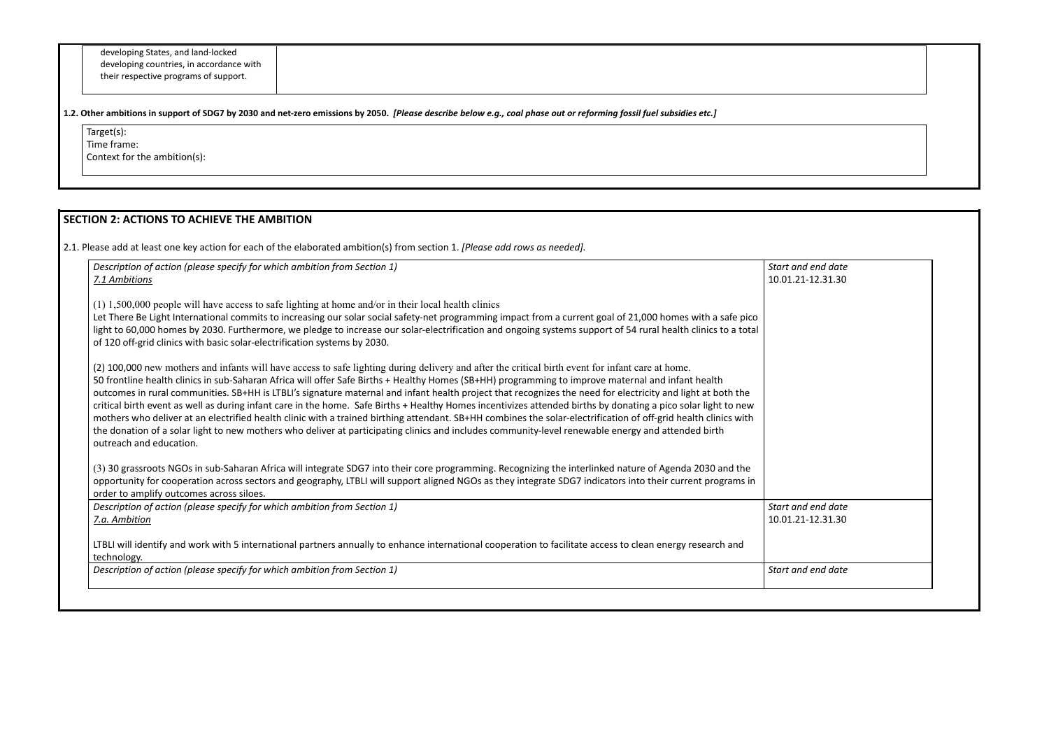| developing States, and land-locked developing countries, in accordance with their respective programs of support. | |
|---|---|

**1.2. Other ambitions in support of SDG7 by 2030 and net-zero emissions by 2050.** ***[Please describe below e.g., coal phase out or reforming fossil fuel subsidies etc.]***

Target(s):
Time frame:
Context for the ambition(s):

## SECTION 2: ACTIONS TO ACHIEVE THE AMBITION

2.1. Please add at least one key action for each of the elaborated ambition(s) from section 1. *[Please add rows as needed].*

| *Description of action (please specify for which ambition from Section 1)* | *Start and end date* |
|---|---|
| *7.1 Ambitions*<br><br>(1) 1,500,000 people will have access to safe lighting at home and/or in their local health clinics<br>Let There Be Light International commits to increasing our solar social safety-net programming impact from a current goal of 21,000 homes with a safe pico light to 60,000 homes by 2030. Furthermore, we pledge to increase our solar-electrification and ongoing systems support of 54 rural health clinics to a total of 120 off-grid clinics with basic solar-electrification systems by 2030.<br><br>(2) 100,000 new mothers and infants will have access to safe lighting during delivery and after the critical birth event for infant care at home.<br>50 frontline health clinics in sub-Saharan Africa will offer Safe Births + Healthy Homes (SB+HH) programming to improve maternal and infant health outcomes in rural communities. SB+HH is LTBLI's signature maternal and infant health project that recognizes the need for electricity and light at both the critical birth event as well as during infant care in the home. Safe Births + Healthy Homes incentivizes attended births by donating a pico solar light to new mothers who deliver at an electrified health clinic with a trained birthing attendant. SB+HH combines the solar-electrification of off-grid health clinics with the donation of a solar light to new mothers who deliver at participating clinics and includes community-level renewable energy and attended birth outreach and education.<br><br>(3) 30 grassroots NGOs in sub-Saharan Africa will integrate SDG7 into their core programming. Recognizing the interlinked nature of Agenda 2030 and the opportunity for cooperation across sectors and geography, LTBLI will support aligned NGOs as they integrate SDG7 indicators into their current programs in order to amplify outcomes across siloes. | 10.01.21-12.31.30 |
| *Description of action (please specify for which ambition from Section 1)*<br>*7.a. Ambition*<br><br>LTBLI will identify and work with 5 international partners annually to enhance international cooperation to facilitate access to clean energy research and technology. | *Start and end date*<br>10.01.21-12.31.30 |
| *Description of action (please specify for which ambition from Section 1)* | *Start and end date* |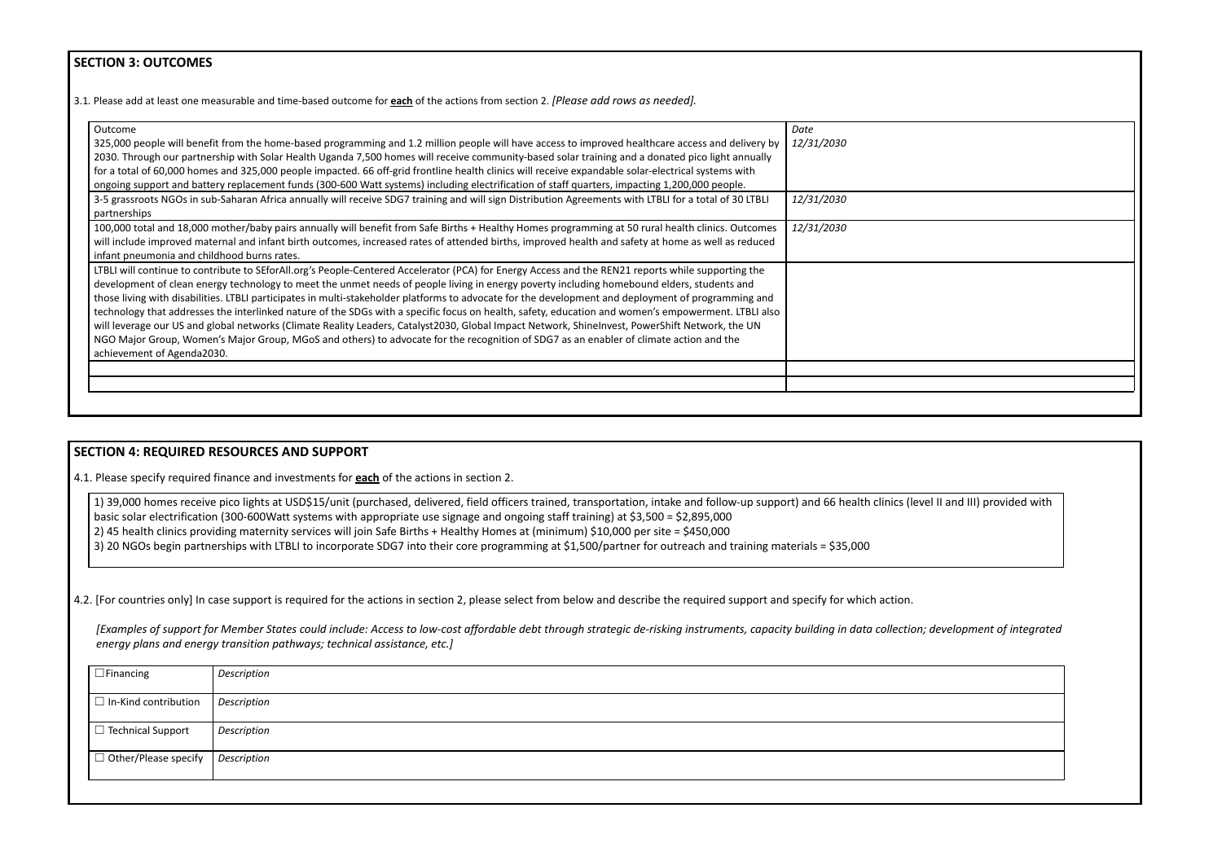## SECTION 3: OUTCOMES

3.1. Please add at least one measurable and time-based outcome for **each** of the actions from section 2. *[Please add rows as needed].*

| Outcome | *Date* |
|---|---|
| 325,000 people will benefit from the home-based programming and 1.2 million people will have access to improved healthcare access and delivery by 2030. Through our partnership with Solar Health Uganda 7,500 homes will receive community-based solar training and a donated pico light annually for a total of 60,000 homes and 325,000 people impacted. 66 off-grid frontline health clinics will receive expandable solar-electrical systems with ongoing support and battery replacement funds (300-600 Watt systems) including electrification of staff quarters, impacting 1,200,000 people. | *12/31/2030* |
| 3-5 grassroots NGOs in sub-Saharan Africa annually will receive SDG7 training and will sign Distribution Agreements with LTBLI for a total of 30 LTBLI partnerships | *12/31/2030* |
| 100,000 total and 18,000 mother/baby pairs annually will benefit from Safe Births + Healthy Homes programming at 50 rural health clinics. Outcomes will include improved maternal and infant birth outcomes, increased rates of attended births, improved health and safety at home as well as reduced infant pneumonia and childhood burns rates. | *12/31/2030* |
| LTBLI will continue to contribute to SEforAll.org's People-Centered Accelerator (PCA) for Energy Access and the REN21 reports while supporting the development of clean energy technology to meet the unmet needs of people living in energy poverty including homebound elders, students and those living with disabilities. LTBLI participates in multi-stakeholder platforms to advocate for the development and deployment of programming and technology that addresses the interlinked nature of the SDGs with a specific focus on health, safety, education and women's empowerment. LTBLI also will leverage our US and global networks (Climate Reality Leaders, Catalyst2030, Global Impact Network, ShineInvest, PowerShift Network, the UN NGO Major Group, Women's Major Group, MGoS and others) to advocate for the recognition of SDG7 as an enabler of climate action and the achievement of Agenda2030. | |
| | |
| | |

## SECTION 4: REQUIRED RESOURCES AND SUPPORT

4.1. Please specify required finance and investments for **each** of the actions in section 2.

1) 39,000 homes receive pico lights at USD$15/unit (purchased, delivered, field officers trained, transportation, intake and follow-up support) and 66 health clinics (level II and III) provided with basic solar electrification (300-600Watt systems with appropriate use signage and ongoing staff training) at $3,500 = $2,895,000
2) 45 health clinics providing maternity services will join Safe Births + Healthy Homes at (minimum) $10,000 per site = $450,000
3) 20 NGOs begin partnerships with LTBLI to incorporate SDG7 into their core programming at $1,500/partner for outreach and training materials = $35,000

4.2. [For countries only] In case support is required for the actions in section 2, please select from below and describe the required support and specify for which action.

*[Examples of support for Member States could include: Access to low-cost affordable debt through strategic de-risking instruments, capacity building in data collection; development of integrated energy plans and energy transition pathways; technical assistance, etc.]*

| | |
|---|---|
| ☐ Financing | *Description* |
| ☐ In-Kind contribution | *Description* |
| ☐ Technical Support | *Description* |
| ☐ Other/Please specify | *Description* |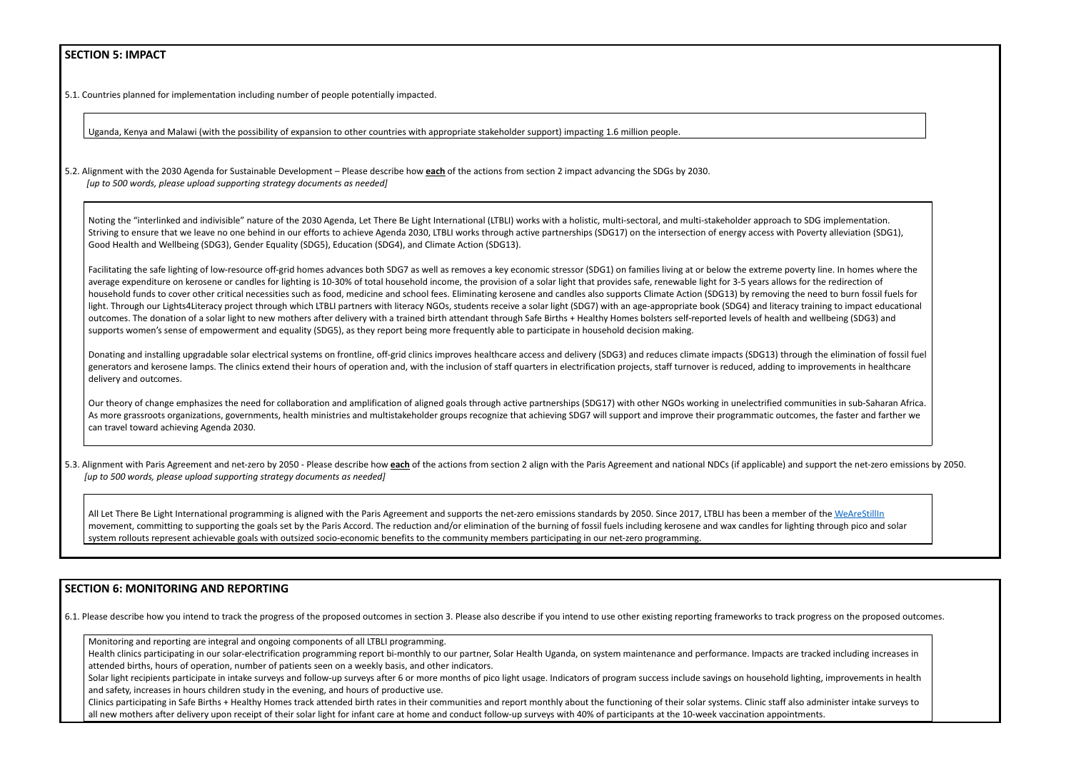## SECTION 5: IMPACT

5.1. Countries planned for implementation including number of people potentially impacted.

Uganda, Kenya and Malawi (with the possibility of expansion to other countries with appropriate stakeholder support) impacting 1.6 million people.

5.2. Alignment with the 2030 Agenda for Sustainable Development – Please describe how **each** of the actions from section 2 impact advancing the SDGs by 2030.
*[up to 500 words, please upload supporting strategy documents as needed]*

Noting the "interlinked and indivisible" nature of the 2030 Agenda, Let There Be Light International (LTBLI) works with a holistic, multi-sectoral, and multi-stakeholder approach to SDG implementation. Striving to ensure that we leave no one behind in our efforts to achieve Agenda 2030, LTBLI works through active partnerships (SDG17) on the intersection of energy access with Poverty alleviation (SDG1), Good Health and Wellbeing (SDG3), Gender Equality (SDG5), Education (SDG4), and Climate Action (SDG13).

Facilitating the safe lighting of low-resource off-grid homes advances both SDG7 as well as removes a key economic stressor (SDG1) on families living at or below the extreme poverty line. In homes where the average expenditure on kerosene or candles for lighting is 10-30% of total household income, the provision of a solar light that provides safe, renewable light for 3-5 years allows for the redirection of household funds to cover other critical necessities such as food, medicine and school fees. Eliminating kerosene and candles also supports Climate Action (SDG13) by removing the need to burn fossil fuels for light. Through our Lights4Literacy project through which LTBLI partners with literacy NGOs, students receive a solar light (SDG7) with an age-appropriate book (SDG4) and literacy training to impact educational outcomes. The donation of a solar light to new mothers after delivery with a trained birth attendant through Safe Births + Healthy Homes bolsters self-reported levels of health and wellbeing (SDG3) and supports women's sense of empowerment and equality (SDG5), as they report being more frequently able to participate in household decision making.

Donating and installing upgradable solar electrical systems on frontline, off-grid clinics improves healthcare access and delivery (SDG3) and reduces climate impacts (SDG13) through the elimination of fossil fuel generators and kerosene lamps. The clinics extend their hours of operation and, with the inclusion of staff quarters in electrification projects, staff turnover is reduced, adding to improvements in healthcare delivery and outcomes.

Our theory of change emphasizes the need for collaboration and amplification of aligned goals through active partnerships (SDG17) with other NGOs working in unelectrified communities in sub-Saharan Africa. As more grassroots organizations, governments, health ministries and multistakeholder groups recognize that achieving SDG7 will support and improve their programmatic outcomes, the faster and farther we can travel toward achieving Agenda 2030.

5.3. Alignment with Paris Agreement and net-zero by 2050 - Please describe how **each** of the actions from section 2 align with the Paris Agreement and national NDCs (if applicable) and support the net-zero emissions by 2050.
*[up to 500 words, please upload supporting strategy documents as needed]*

All Let There Be Light International programming is aligned with the Paris Agreement and supports the net-zero emissions standards by 2050. Since 2017, LTBLI has been a member of the WeAreStillIn movement, committing to supporting the goals set by the Paris Accord. The reduction and/or elimination of the burning of fossil fuels including kerosene and wax candles for lighting through pico and solar system rollouts represent achievable goals with outsized socio-economic benefits to the community members participating in our net-zero programming.

## SECTION 6: MONITORING AND REPORTING

6.1. Please describe how you intend to track the progress of the proposed outcomes in section 3. Please also describe if you intend to use other existing reporting frameworks to track progress on the proposed outcomes.

Monitoring and reporting are integral and ongoing components of all LTBLI programming.
Health clinics participating in our solar-electrification programming report bi-monthly to our partner, Solar Health Uganda, on system maintenance and performance. Impacts are tracked including increases in attended births, hours of operation, number of patients seen on a weekly basis, and other indicators.
Solar light recipients participate in intake surveys and follow-up surveys after 6 or more months of pico light usage. Indicators of program success include savings on household lighting, improvements in health and safety, increases in hours children study in the evening, and hours of productive use.
Clinics participating in Safe Births + Healthy Homes track attended birth rates in their communities and report monthly about the functioning of their solar systems. Clinic staff also administer intake surveys to all new mothers after delivery upon receipt of their solar light for infant care at home and conduct follow-up surveys with 40% of participants at the 10-week vaccination appointments.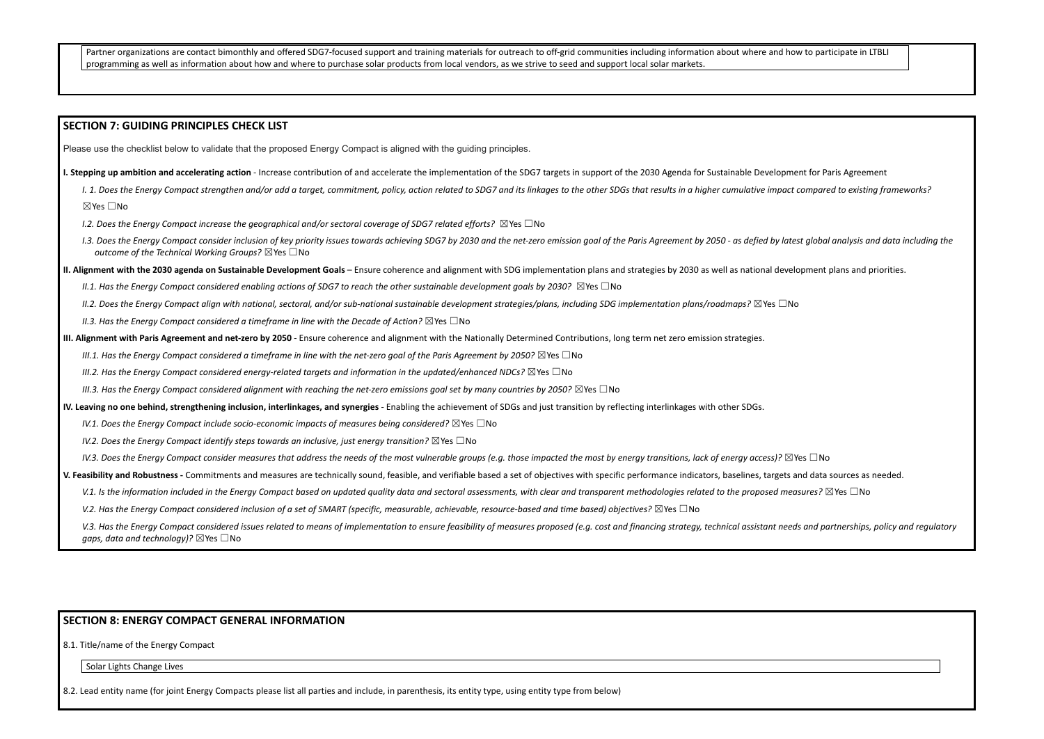Partner organizations are contact bimonthly and offered SDG7-focused support and training materials for outreach to off-grid communities including information about where and how to participate in LTBLI programming as well as information about how and where to purchase solar products from local vendors, as we strive to seed and support local solar markets.

## SECTION 7: GUIDING PRINCIPLES CHECK LIST

Please use the checklist below to validate that the proposed Energy Compact is aligned with the guiding principles.

**I. Stepping up ambition and accelerating action** - Increase contribution of and accelerate the implementation of the SDG7 targets in support of the 2030 Agenda for Sustainable Development for Paris Agreement

*I. 1. Does the Energy Compact strengthen and/or add a target, commitment, policy, action related to SDG7 and its linkages to the other SDGs that results in a higher cumulative impact compared to existing frameworks?* ☒Yes ☐No

*I.2. Does the Energy Compact increase the geographical and/or sectoral coverage of SDG7 related efforts?* ☒Yes ☐No

*I.3. Does the Energy Compact consider inclusion of key priority issues towards achieving SDG7 by 2030 and the net-zero emission goal of the Paris Agreement by 2050 - as defied by latest global analysis and data including the outcome of the Technical Working Groups?* ☒Yes ☐No

**II. Alignment with the 2030 agenda on Sustainable Development Goals** – Ensure coherence and alignment with SDG implementation plans and strategies by 2030 as well as national development plans and priorities.

*II.1. Has the Energy Compact considered enabling actions of SDG7 to reach the other sustainable development goals by 2030?* ☒Yes ☐No

*II.2. Does the Energy Compact align with national, sectoral, and/or sub-national sustainable development strategies/plans, including SDG implementation plans/roadmaps?* ☒Yes ☐No

*II.3. Has the Energy Compact considered a timeframe in line with the Decade of Action?* ☒Yes ☐No

**III. Alignment with Paris Agreement and net-zero by 2050** - Ensure coherence and alignment with the Nationally Determined Contributions, long term net zero emission strategies.

*III.1. Has the Energy Compact considered a timeframe in line with the net-zero goal of the Paris Agreement by 2050?* ☒Yes ☐No

*III.2. Has the Energy Compact considered energy-related targets and information in the updated/enhanced NDCs?* ☒Yes ☐No

*III.3. Has the Energy Compact considered alignment with reaching the net-zero emissions goal set by many countries by 2050?* ☒Yes ☐No

**IV. Leaving no one behind, strengthening inclusion, interlinkages, and synergies** - Enabling the achievement of SDGs and just transition by reflecting interlinkages with other SDGs.

*IV.1. Does the Energy Compact include socio-economic impacts of measures being considered?* ☒Yes ☐No

*IV.2. Does the Energy Compact identify steps towards an inclusive, just energy transition?* ☒Yes ☐No

*IV.3. Does the Energy Compact consider measures that address the needs of the most vulnerable groups (e.g. those impacted the most by energy transitions, lack of energy access)?* ☒Yes ☐No

**V. Feasibility and Robustness -** Commitments and measures are technically sound, feasible, and verifiable based a set of objectives with specific performance indicators, baselines, targets and data sources as needed.

*V.1. Is the information included in the Energy Compact based on updated quality data and sectoral assessments, with clear and transparent methodologies related to the proposed measures?* ☒Yes ☐No

*V.2. Has the Energy Compact considered inclusion of a set of SMART (specific, measurable, achievable, resource-based and time based) objectives?* ☒Yes ☐No

*V.3. Has the Energy Compact considered issues related to means of implementation to ensure feasibility of measures proposed (e.g. cost and financing strategy, technical assistant needs and partnerships, policy and regulatory gaps, data and technology)?* ☒Yes ☐No

## SECTION 8: ENERGY COMPACT GENERAL INFORMATION

8.1. Title/name of the Energy Compact

Solar Lights Change Lives

8.2. Lead entity name (for joint Energy Compacts please list all parties and include, in parenthesis, its entity type, using entity type from below)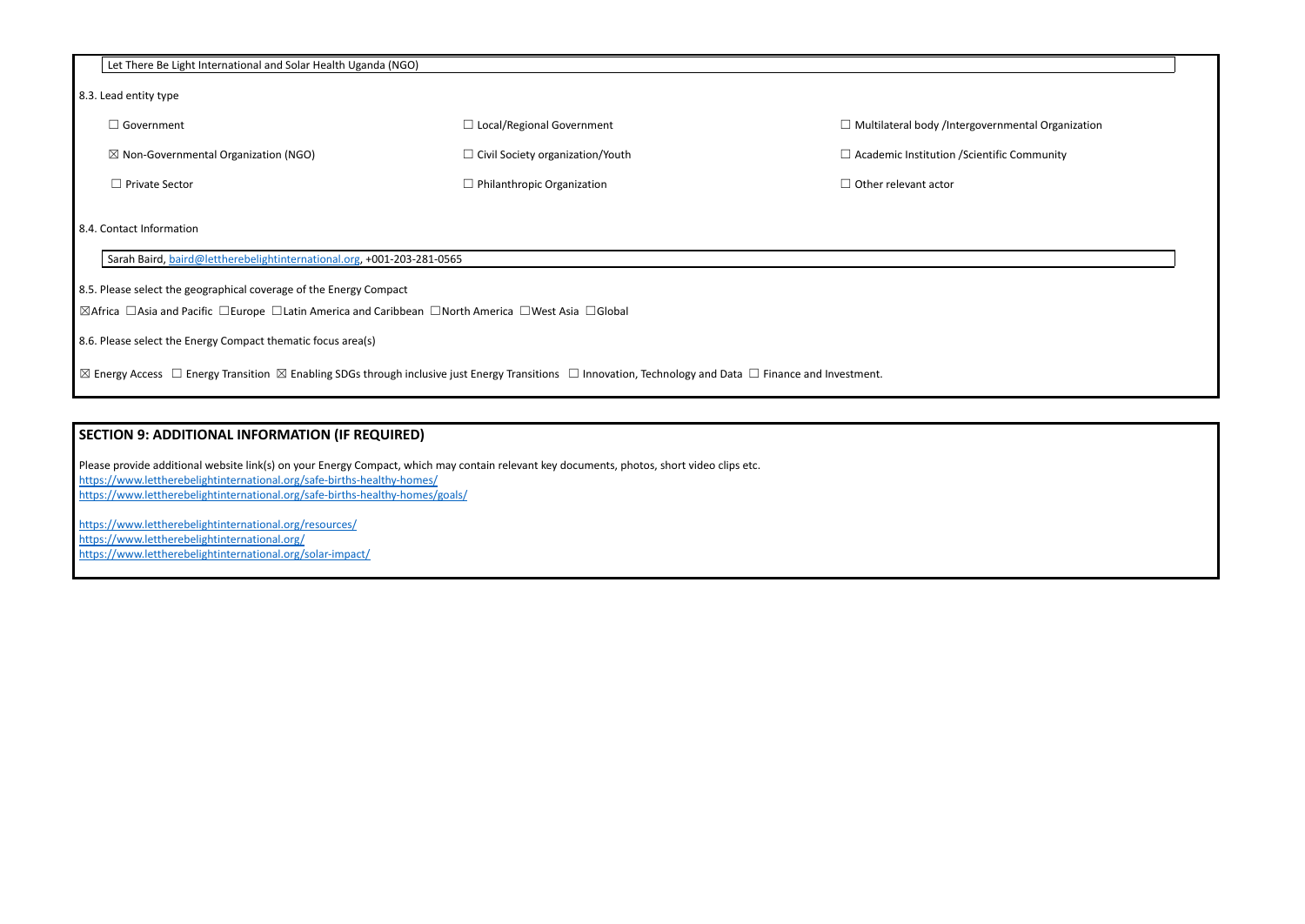Let There Be Light International and Solar Health Uganda (NGO)

8.3. Lead entity type

| | | |
|---|---|---|
| ☐ Government | ☐ Local/Regional Government | ☐ Multilateral body /Intergovernmental Organization |
| ☒ Non-Governmental Organization (NGO) | ☐ Civil Society organization/Youth | ☐ Academic Institution /Scientific Community |
| ☐ Private Sector | ☐ Philanthropic Organization | ☐ Other relevant actor |

8.4. Contact Information

Sarah Baird, baird@lettherebelightinternational.org, +001-203-281-0565

8.5. Please select the geographical coverage of the Energy Compact

☒Africa ☐Asia and Pacific ☐Europe ☐Latin America and Caribbean ☐North America ☐West Asia ☐Global

8.6. Please select the Energy Compact thematic focus area(s)

☒ Energy Access ☐ Energy Transition ☒ Enabling SDGs through inclusive just Energy Transitions ☐ Innovation, Technology and Data ☐ Finance and Investment.

## SECTION 9: ADDITIONAL INFORMATION (IF REQUIRED)

Please provide additional website link(s) on your Energy Compact, which may contain relevant key documents, photos, short video clips etc.
https://www.lettherebelightinternational.org/safe-births-healthy-homes/
https://www.lettherebelightinternational.org/safe-births-healthy-homes/goals/

https://www.lettherebelightinternational.org/resources/
https://www.lettherebelightinternational.org/
https://www.lettherebelightinternational.org/solar-impact/